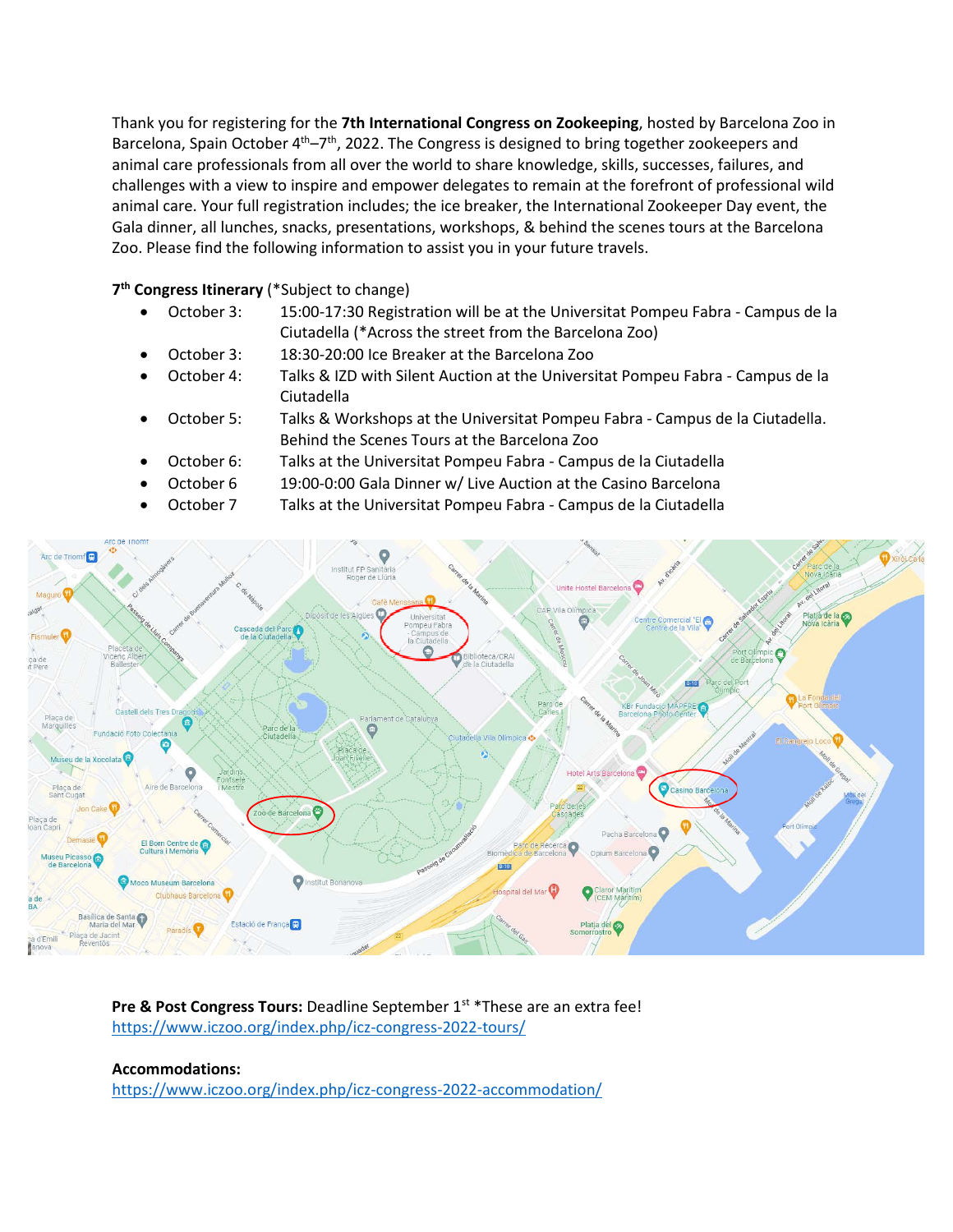Thank you for registering for the **7th International Congress on Zookeeping**, hosted by Barcelona Zoo in Barcelona, Spain October 4th–7th, 2022. The Congress is designed to bring together zookeepers and animal care professionals from all over the world to share knowledge, skills, successes, failures, and challenges with a view to inspire and empower delegates to remain at the forefront of professional wild animal care. Your full registration includes; the ice breaker, the International Zookeeper Day event, the Gala dinner, all lunches, snacks, presentations, workshops, & behind the scenes tours at the Barcelona Zoo. Please find the following information to assist you in your future travels.

**7th Congress Itinerary** (*Subject to change)

- October 3: 15:00-17:30 Registration will be at the Universitat Pompeu Fabra - Campus de la Ciutadella (*Across the street from the Barcelona Zoo)
- October 3: 18:30-20:00 Ice Breaker at the Barcelona Zoo
- October 4: Talks & IZD with Silent Auction at the Universitat Pompeu Fabra - Campus de la Ciutadella
- October 5: Talks & Workshops at the Universitat Pompeu Fabra - Campus de la Ciutadella. Behind the Scenes Tours at the Barcelona Zoo
- October 6: Talks at the Universitat Pompeu Fabra - Campus de la Ciutadella
- October 6 19:00-0:00 Gala Dinner w/ Live Auction at the Casino Barcelona
- October 7 Talks at the Universitat Pompeu Fabra - Campus de la Ciutadella

**Pre & Post Congress Tours:** Deadline September 1st *These are an extra fee!
https://www.iczoo.org/index.php/icz-congress-2022-tours/

**Accommodations:**
https://www.iczoo.org/index.php/icz-congress-2022-accommodation/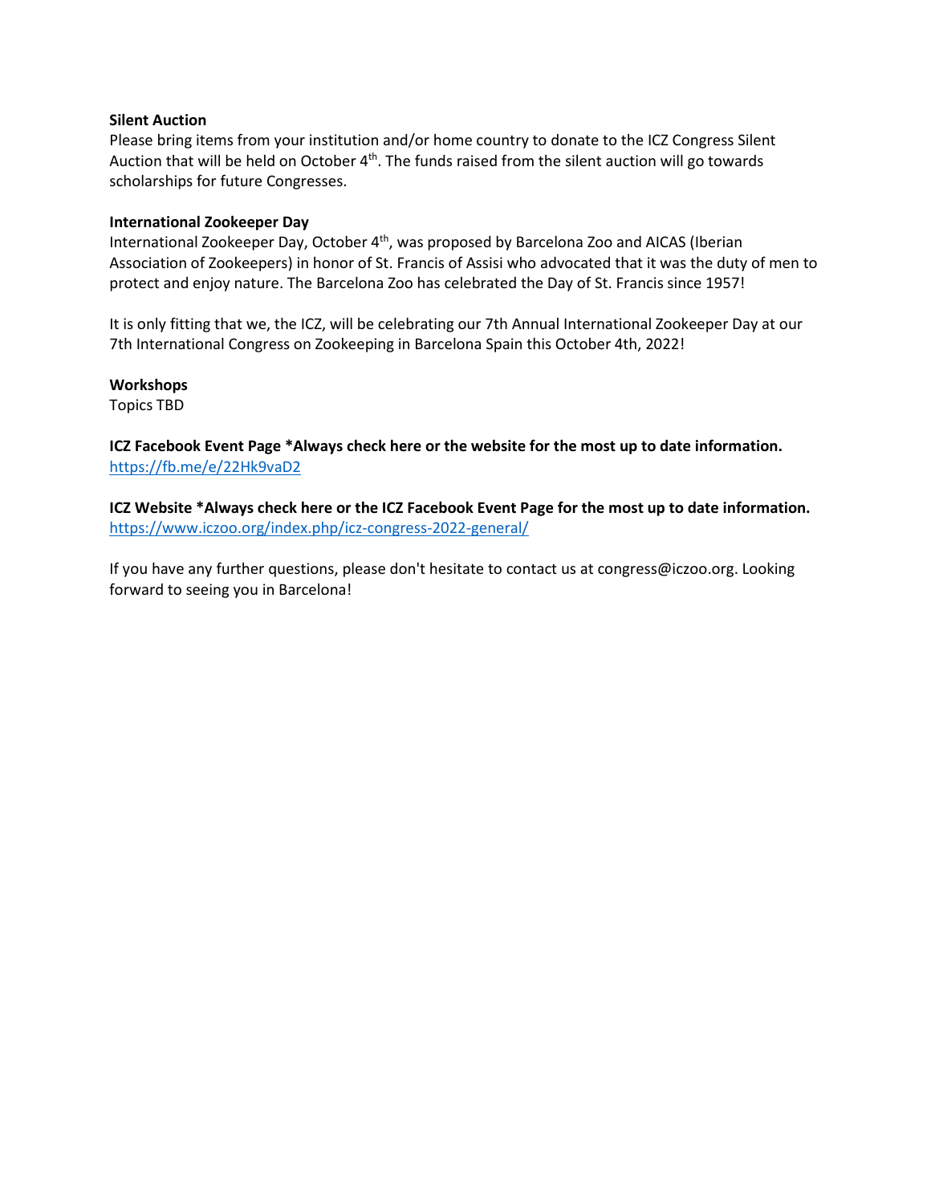**Silent Auction**

Please bring items from your institution and/or home country to donate to the ICZ Congress Silent Auction that will be held on October 4th. The funds raised from the silent auction will go towards scholarships for future Congresses.

**International Zookeeper Day**

International Zookeeper Day, October 4th, was proposed by Barcelona Zoo and AICAS (Iberian Association of Zookeepers) in honor of St. Francis of Assisi who advocated that it was the duty of men to protect and enjoy nature. The Barcelona Zoo has celebrated the Day of St. Francis since 1957!

It is only fitting that we, the ICZ, will be celebrating our 7th Annual International Zookeeper Day at our 7th International Congress on Zookeeping in Barcelona Spain this October 4th, 2022!

**Workshops**

Topics TBD

**ICZ Facebook Event Page *Always check here or the website for the most up to date information.**

https://fb.me/e/22Hk9vaD2

**ICZ Website *Always check here or the ICZ Facebook Event Page for the most up to date information.**

https://www.iczoo.org/index.php/icz-congress-2022-general/

If you have any further questions, please don't hesitate to contact us at congress@iczoo.org. Looking forward to seeing you in Barcelona!